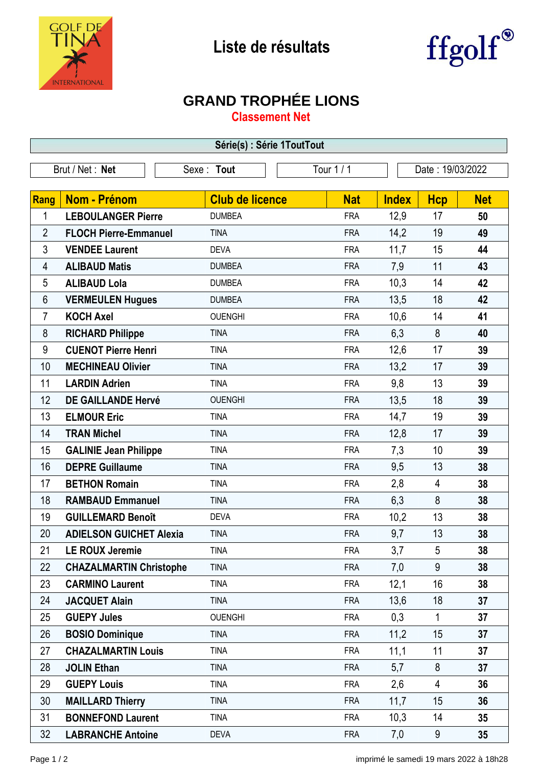# Liste de résultats

## GRAND TROPHÉE LIONS

### Classement Net

**Série(s) : Série 1ToutTout**

| Brut / Net : **Net** | Sexe : **Tout** | Tour 1 / 1 | Date : 19/03/2022 |
|---|---|---|---|

| Rang | Nom - Prénom | Club de licence | Nat | Index | Hcp | Net |
|---|---|---|---|---|---|---|
| 1 | **LEBOULANGER Pierre** | DUMBEA | FRA | 12,9 | 17 | **50** |
| 2 | **FLOCH Pierre-Emmanuel** | TINA | FRA | 14,2 | 19 | **49** |
| 3 | **VENDEE Laurent** | DEVA | FRA | 11,7 | 15 | **44** |
| 4 | **ALIBAUD Matis** | DUMBEA | FRA | 7,9 | 11 | **43** |
| 5 | **ALIBAUD Lola** | DUMBEA | FRA | 10,3 | 14 | **42** |
| 6 | **VERMEULEN Hugues** | DUMBEA | FRA | 13,5 | 18 | **42** |
| 7 | **KOCH Axel** | OUENGHI | FRA | 10,6 | 14 | **41** |
| 8 | **RICHARD Philippe** | TINA | FRA | 6,3 | 8 | **40** |
| 9 | **CUENOT Pierre Henri** | TINA | FRA | 12,6 | 17 | **39** |
| 10 | **MECHINEAU Olivier** | TINA | FRA | 13,2 | 17 | **39** |
| 11 | **LARDIN Adrien** | TINA | FRA | 9,8 | 13 | **39** |
| 12 | **DE GAILLANDE Hervé** | OUENGHI | FRA | 13,5 | 18 | **39** |
| 13 | **ELMOUR Eric** | TINA | FRA | 14,7 | 19 | **39** |
| 14 | **TRAN Michel** | TINA | FRA | 12,8 | 17 | **39** |
| 15 | **GALINIE Jean Philippe** | TINA | FRA | 7,3 | 10 | **39** |
| 16 | **DEPRE Guillaume** | TINA | FRA | 9,5 | 13 | **38** |
| 17 | **BETHON Romain** | TINA | FRA | 2,8 | 4 | **38** |
| 18 | **RAMBAUD Emmanuel** | TINA | FRA | 6,3 | 8 | **38** |
| 19 | **GUILLEMARD Benoît** | DEVA | FRA | 10,2 | 13 | **38** |
| 20 | **ADIELSON GUICHET Alexia** | TINA | FRA | 9,7 | 13 | **38** |
| 21 | **LE ROUX Jeremie** | TINA | FRA | 3,7 | 5 | **38** |
| 22 | **CHAZALMARTIN Christophe** | TINA | FRA | 7,0 | 9 | **38** |
| 23 | **CARMINO Laurent** | TINA | FRA | 12,1 | 16 | **38** |
| 24 | **JACQUET Alain** | TINA | FRA | 13,6 | 18 | **37** |
| 25 | **GUEPY Jules** | OUENGHI | FRA | 0,3 | 1 | **37** |
| 26 | **BOSIO Dominique** | TINA | FRA | 11,2 | 15 | **37** |
| 27 | **CHAZALMARTIN Louis** | TINA | FRA | 11,1 | 11 | **37** |
| 28 | **JOLIN Ethan** | TINA | FRA | 5,7 | 8 | **37** |
| 29 | **GUEPY Louis** | TINA | FRA | 2,6 | 4 | **36** |
| 30 | **MAILLARD Thierry** | TINA | FRA | 11,7 | 15 | **36** |
| 31 | **BONNEFOND Laurent** | TINA | FRA | 10,3 | 14 | **35** |
| 32 | **LABRANCHE Antoine** | DEVA | FRA | 7,0 | 9 | **35** |

imprimé le samedi 19 mars 2022 à 18h28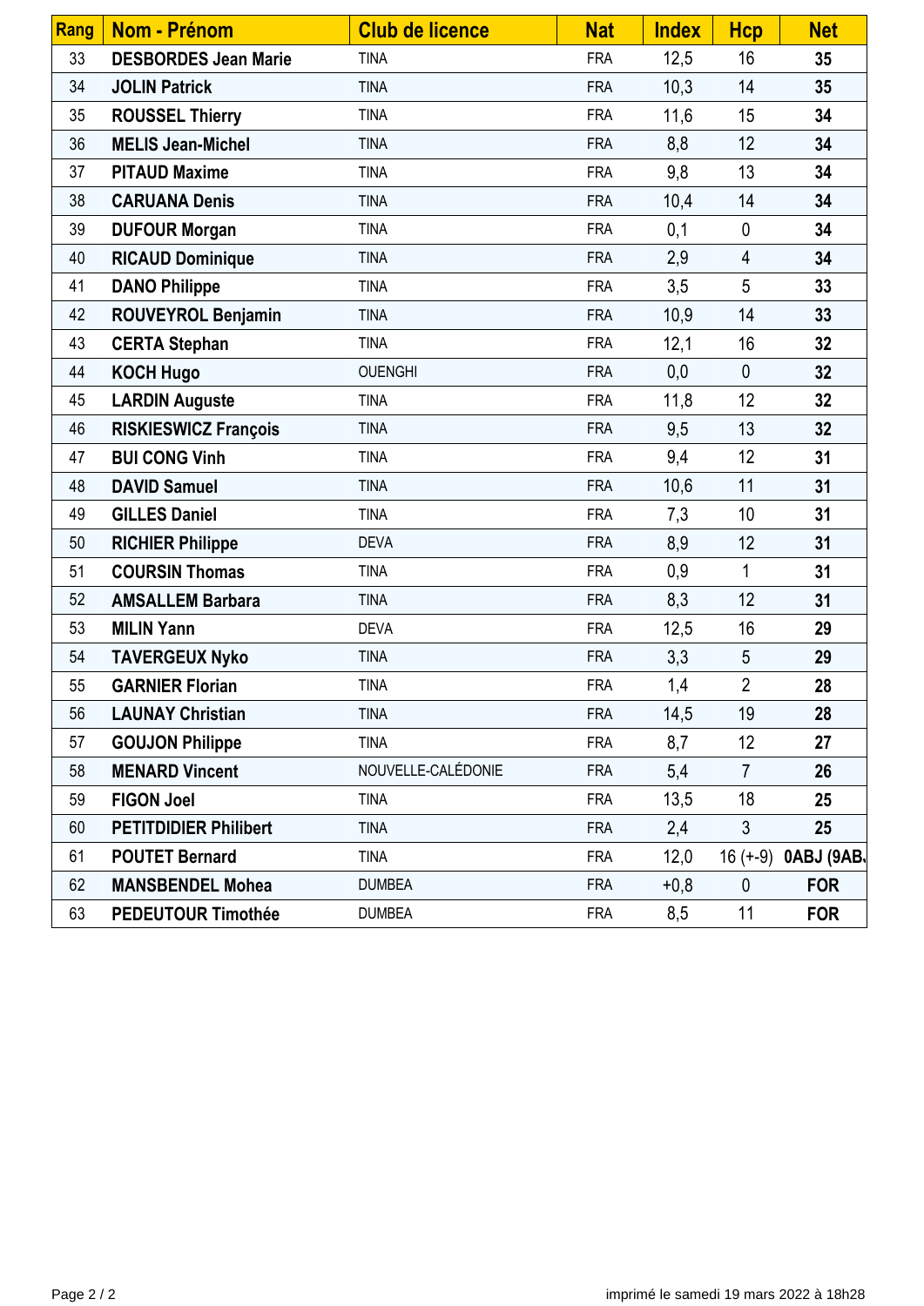| Rang | Nom - Prénom | Club de licence | Nat | Index | Hcp | Net |
|---|---|---|---|---|---|---|
| 33 | **DESBORDES Jean Marie** | TINA | FRA | 12,5 | 16 | **35** |
| 34 | **JOLIN Patrick** | TINA | FRA | 10,3 | 14 | **35** |
| 35 | **ROUSSEL Thierry** | TINA | FRA | 11,6 | 15 | **34** |
| 36 | **MELIS Jean-Michel** | TINA | FRA | 8,8 | 12 | **34** |
| 37 | **PITAUD Maxime** | TINA | FRA | 9,8 | 13 | **34** |
| 38 | **CARUANA Denis** | TINA | FRA | 10,4 | 14 | **34** |
| 39 | **DUFOUR Morgan** | TINA | FRA | 0,1 | 0 | **34** |
| 40 | **RICAUD Dominique** | TINA | FRA | 2,9 | 4 | **34** |
| 41 | **DANO Philippe** | TINA | FRA | 3,5 | 5 | **33** |
| 42 | **ROUVEYROL Benjamin** | TINA | FRA | 10,9 | 14 | **33** |
| 43 | **CERTA Stephan** | TINA | FRA | 12,1 | 16 | **32** |
| 44 | **KOCH Hugo** | OUENGHI | FRA | 0,0 | 0 | **32** |
| 45 | **LARDIN Auguste** | TINA | FRA | 11,8 | 12 | **32** |
| 46 | **RISKIESWICZ François** | TINA | FRA | 9,5 | 13 | **32** |
| 47 | **BUI CONG Vinh** | TINA | FRA | 9,4 | 12 | **31** |
| 48 | **DAVID Samuel** | TINA | FRA | 10,6 | 11 | **31** |
| 49 | **GILLES Daniel** | TINA | FRA | 7,3 | 10 | **31** |
| 50 | **RICHIER Philippe** | DEVA | FRA | 8,9 | 12 | **31** |
| 51 | **COURSIN Thomas** | TINA | FRA | 0,9 | 1 | **31** |
| 52 | **AMSALLEM Barbara** | TINA | FRA | 8,3 | 12 | **31** |
| 53 | **MILIN Yann** | DEVA | FRA | 12,5 | 16 | **29** |
| 54 | **TAVERGEUX Nyko** | TINA | FRA | 3,3 | 5 | **29** |
| 55 | **GARNIER Florian** | TINA | FRA | 1,4 | 2 | **28** |
| 56 | **LAUNAY Christian** | TINA | FRA | 14,5 | 19 | **28** |
| 57 | **GOUJON Philippe** | TINA | FRA | 8,7 | 12 | **27** |
| 58 | **MENARD Vincent** | NOUVELLE-CALÉDONIE | FRA | 5,4 | 7 | **26** |
| 59 | **FIGON Joel** | TINA | FRA | 13,5 | 18 | **25** |
| 60 | **PETITDIDIER Philibert** | TINA | FRA | 2,4 | 3 | **25** |
| 61 | **POUTET Bernard** | TINA | FRA | 12,0 | 16 (+-9) | **0ABJ (9AB.** |
| 62 | **MANSBENDEL Mohea** | DUMBEA | FRA | +0,8 | 0 | **FOR** |
| 63 | **PEDEUTOUR Timothée** | DUMBEA | FRA | 8,5 | 11 | **FOR** |

imprimé le samedi 19 mars 2022 à 18h28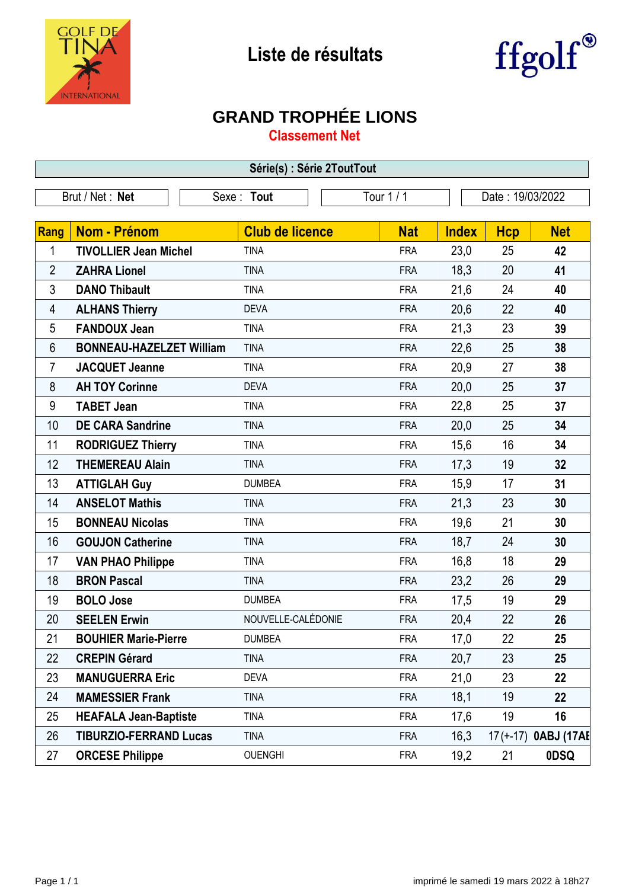# Liste de résultats

## GRAND TROPHÉE LIONS

**Classement Net**

Série(s) : Série 2ToutTout

| Brut / Net : **Net** | Sexe : **Tout** | Tour 1 / 1 | Date : 19/03/2022 |
|---|---|---|---|

| Rang | Nom - Prénom | Club de licence | Nat | Index | Hcp | Net |
|---|---|---|---|---|---|---|
| 1 | **TIVOLLIER Jean Michel** | TINA | FRA | 23,0 | 25 | **42** |
| 2 | **ZAHRA Lionel** | TINA | FRA | 18,3 | 20 | **41** |
| 3 | **DANO Thibault** | TINA | FRA | 21,6 | 24 | **40** |
| 4 | **ALHANS Thierry** | DEVA | FRA | 20,6 | 22 | **40** |
| 5 | **FANDOUX Jean** | TINA | FRA | 21,3 | 23 | **39** |
| 6 | **BONNEAU-HAZELZET William** | TINA | FRA | 22,6 | 25 | **38** |
| 7 | **JACQUET Jeanne** | TINA | FRA | 20,9 | 27 | **38** |
| 8 | **AH TOY Corinne** | DEVA | FRA | 20,0 | 25 | **37** |
| 9 | **TABET Jean** | TINA | FRA | 22,8 | 25 | **37** |
| 10 | **DE CARA Sandrine** | TINA | FRA | 20,0 | 25 | **34** |
| 11 | **RODRIGUEZ Thierry** | TINA | FRA | 15,6 | 16 | **34** |
| 12 | **THEMEREAU Alain** | TINA | FRA | 17,3 | 19 | **32** |
| 13 | **ATTIGLAH Guy** | DUMBEA | FRA | 15,9 | 17 | **31** |
| 14 | **ANSELOT Mathis** | TINA | FRA | 21,3 | 23 | **30** |
| 15 | **BONNEAU Nicolas** | TINA | FRA | 19,6 | 21 | **30** |
| 16 | **GOUJON Catherine** | TINA | FRA | 18,7 | 24 | **30** |
| 17 | **VAN PHAO Philippe** | TINA | FRA | 16,8 | 18 | **29** |
| 18 | **BRON Pascal** | TINA | FRA | 23,2 | 26 | **29** |
| 19 | **BOLO Jose** | DUMBEA | FRA | 17,5 | 19 | **29** |
| 20 | **SEELEN Erwin** | NOUVELLE-CALÉDONIE | FRA | 20,4 | 22 | **26** |
| 21 | **BOUHIER Marie-Pierre** | DUMBEA | FRA | 17,0 | 22 | **25** |
| 22 | **CREPIN Gérard** | TINA | FRA | 20,7 | 23 | **25** |
| 23 | **MANUGUERRA Eric** | DEVA | FRA | 21,0 | 23 | **22** |
| 24 | **MAMESSIER Frank** | TINA | FRA | 18,1 | 19 | **22** |
| 25 | **HEAFALA Jean-Baptiste** | TINA | FRA | 17,6 | 19 | **16** |
| 26 | **TIBURZIO-FERRAND Lucas** | TINA | FRA | 16,3 | 17(+-17) | **0ABJ (17AE** |
| 27 | **ORCESE Philippe** | OUENGHI | FRA | 19,2 | 21 | **0DSQ** |

imprimé le samedi 19 mars 2022 à 18h27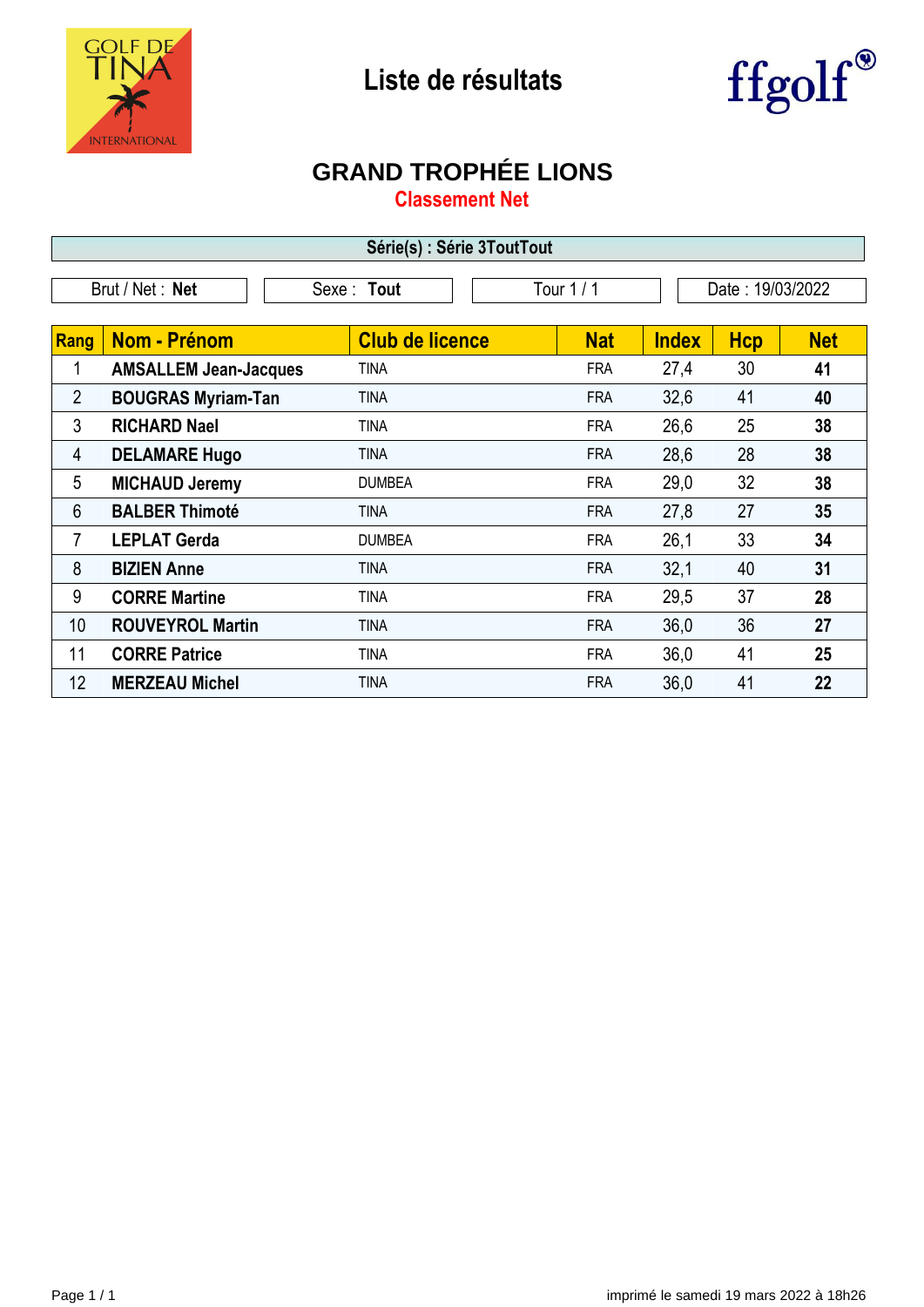# Liste de résultats

## GRAND TROPHÉE LIONS

**Classement Net**

**Série(s) : Série 3ToutTout**

| Brut / Net : **Net** | Sexe : **Tout** | Tour 1 / 1 | Date : 19/03/2022 |
|---|---|---|---|

| Rang | Nom - Prénom | Club de licence | Nat | Index | Hcp | Net |
|---|---|---|---|---|---|---|
| 1 | **AMSALLEM Jean-Jacques** | TINA | FRA | 27,4 | 30 | **41** |
| 2 | **BOUGRAS Myriam-Tan** | TINA | FRA | 32,6 | 41 | **40** |
| 3 | **RICHARD Nael** | TINA | FRA | 26,6 | 25 | **38** |
| 4 | **DELAMARE Hugo** | TINA | FRA | 28,6 | 28 | **38** |
| 5 | **MICHAUD Jeremy** | DUMBEA | FRA | 29,0 | 32 | **38** |
| 6 | **BALBER Thimoté** | TINA | FRA | 27,8 | 27 | **35** |
| 7 | **LEPLAT Gerda** | DUMBEA | FRA | 26,1 | 33 | **34** |
| 8 | **BIZIEN Anne** | TINA | FRA | 32,1 | 40 | **31** |
| 9 | **CORRE Martine** | TINA | FRA | 29,5 | 37 | **28** |
| 10 | **ROUVEYROL Martin** | TINA | FRA | 36,0 | 36 | **27** |
| 11 | **CORRE Patrice** | TINA | FRA | 36,0 | 41 | **25** |
| 12 | **MERZEAU Michel** | TINA | FRA | 36,0 | 41 | **22** |

imprimé le samedi 19 mars 2022 à 18h26